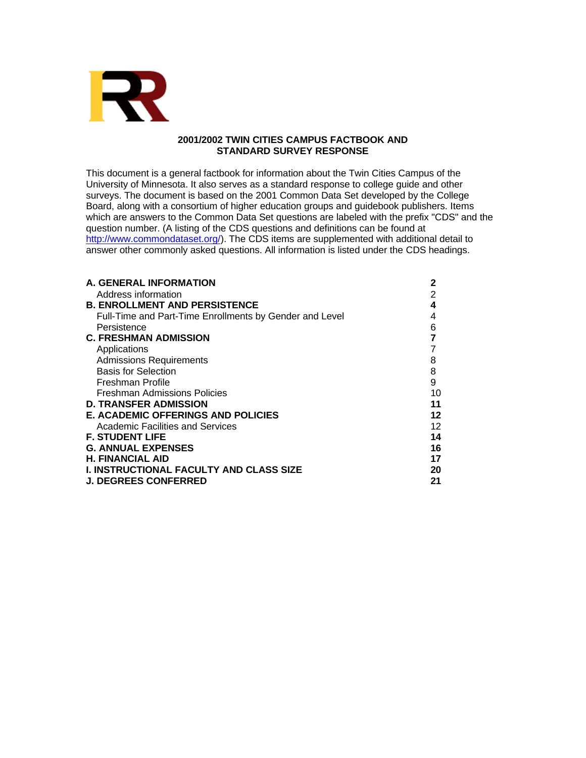# 2001/2002 TWIN CITIES CAMPUS FACTBOOK AND STANDARD SURVEY RESPONSE

This document is a general factbook for information about the Twin Cities Campus of the University of Minnesota. It also serves as a standard response to college guide and other surveys. The document is based on the 2001 Common Data Set developed by the College Board, along with a consortium of higher education groups and guidebook publishers. Items which are answers to the Common Data Set questions are labeled with the prefix "CDS" and the question number. (A listing of the CDS questions and definitions can be found at http://www.commondataset.org/). The CDS items are supplemented with additional detail to answer other commonly asked questions. All information is listed under the CDS headings.

| | |
|---|---|
| **A. GENERAL INFORMATION** | **2** |
| Address information | 2 |
| **B. ENROLLMENT AND PERSISTENCE** | **4** |
| Full-Time and Part-Time Enrollments by Gender and Level | 4 |
| Persistence | 6 |
| **C. FRESHMAN ADMISSION** | **7** |
| Applications | 7 |
| Admissions Requirements | 8 |
| Basis for Selection | 8 |
| Freshman Profile | 9 |
| Freshman Admissions Policies | 10 |
| **D. TRANSFER ADMISSION** | **11** |
| **E. ACADEMIC OFFERINGS AND POLICIES** | **12** |
| Academic Facilities and Services | 12 |
| **F. STUDENT LIFE** | **14** |
| **G. ANNUAL EXPENSES** | **16** |
| **H. FINANCIAL AID** | **17** |
| **I. INSTRUCTIONAL FACULTY AND CLASS SIZE** | **20** |
| **J. DEGREES CONFERRED** | **21** |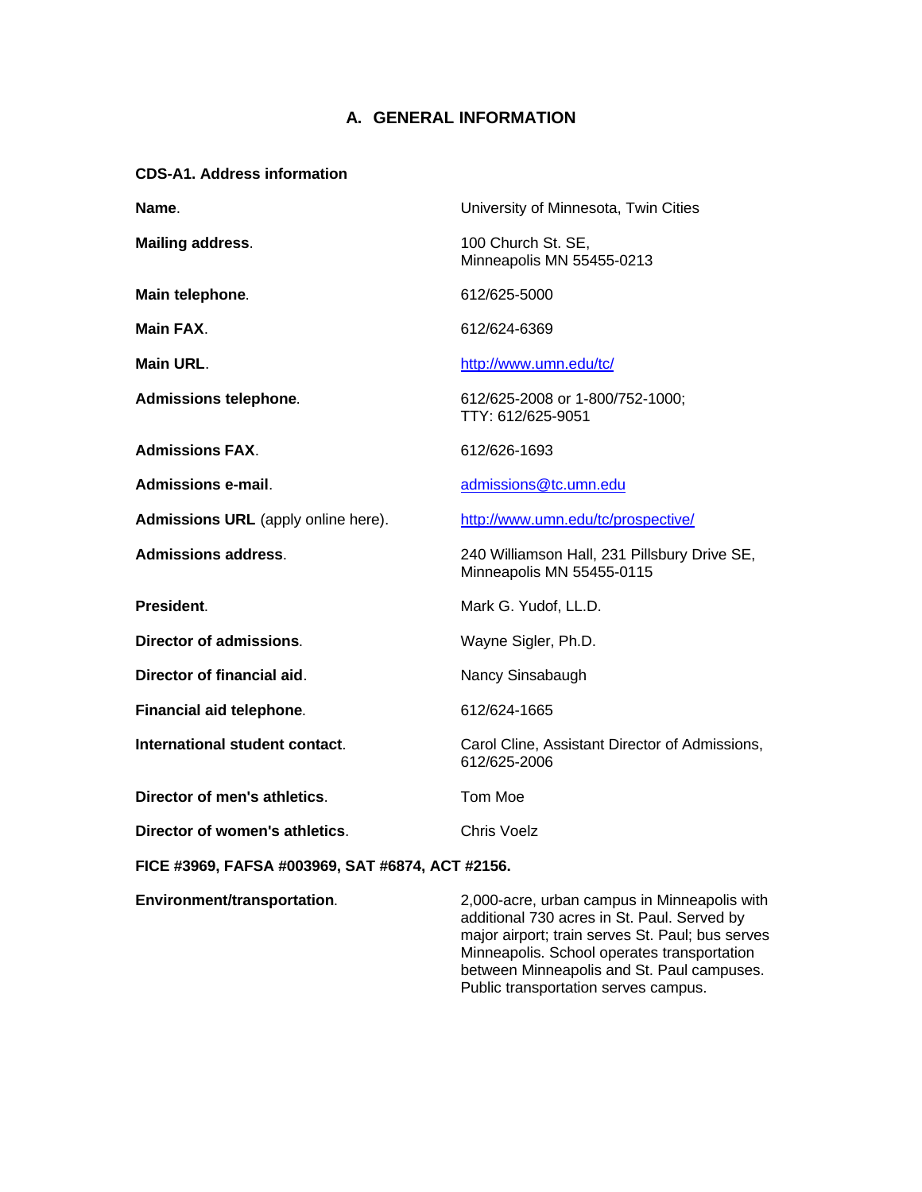# A. GENERAL INFORMATION

**CDS-A1. Address information**

| | |
|---|---|
| **Name**. | University of Minnesota, Twin Cities |
| **Mailing address**. | 100 Church St. SE, Minneapolis MN 55455-0213 |
| **Main telephone**. | 612/625-5000 |
| **Main FAX**. | 612/624-6369 |
| **Main URL**. | http://www.umn.edu/tc/ |
| **Admissions telephone**. | 612/625-2008 or 1-800/752-1000; TTY: 612/625-9051 |
| **Admissions FAX**. | 612/626-1693 |
| **Admissions e-mail**. | admissions@tc.umn.edu |
| **Admissions URL** (apply online here). | http://www.umn.edu/tc/prospective/ |
| **Admissions address**. | 240 Williamson Hall, 231 Pillsbury Drive SE, Minneapolis MN 55455-0115 |
| **President**. | Mark G. Yudof, LL.D. |
| **Director of admissions**. | Wayne Sigler, Ph.D. |
| **Director of financial aid**. | Nancy Sinsabaugh |
| **Financial aid telephone**. | 612/624-1665 |
| **International student contact**. | Carol Cline, Assistant Director of Admissions, 612/625-2006 |
| **Director of men's athletics**. | Tom Moe |
| **Director of women's athletics**. | Chris Voelz |

**FICE #3969, FAFSA #003969, SAT #6874, ACT #2156.**

| | |
|---|---|
| **Environment/transportation**. | 2,000-acre, urban campus in Minneapolis with additional 730 acres in St. Paul. Served by major airport; train serves St. Paul; bus serves Minneapolis. School operates transportation between Minneapolis and St. Paul campuses. Public transportation serves campus. |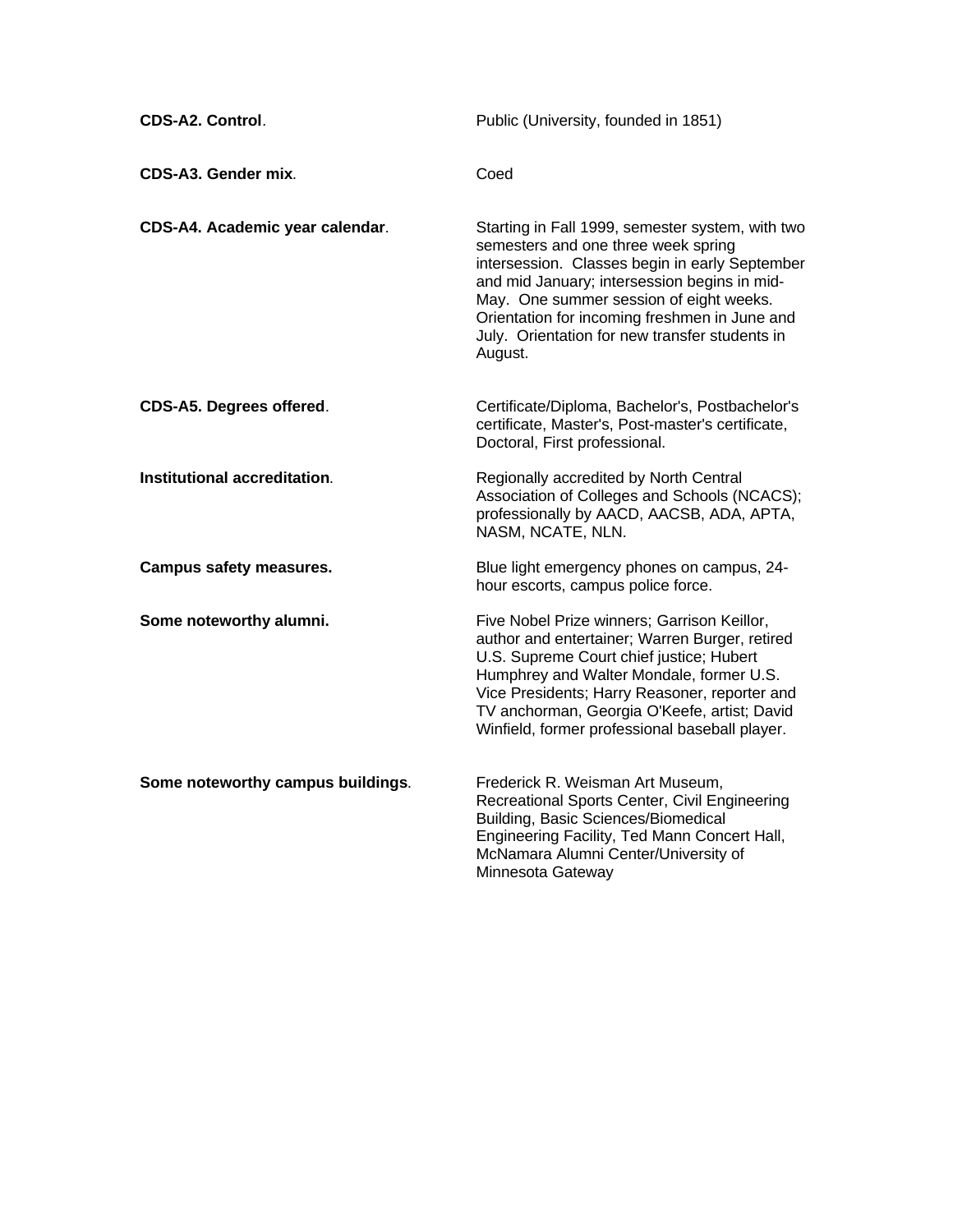| | |
|---|---|
| **CDS-A2. Control**. | Public (University, founded in 1851) |
| **CDS-A3. Gender mix**. | Coed |
| **CDS-A4. Academic year calendar**. | Starting in Fall 1999, semester system, with two semesters and one three week spring intersession. Classes begin in early September and mid January; intersession begins in mid-May. One summer session of eight weeks. Orientation for incoming freshmen in June and July. Orientation for new transfer students in August. |
| **CDS-A5. Degrees offered**. | Certificate/Diploma, Bachelor's, Postbachelor's certificate, Master's, Post-master's certificate, Doctoral, First professional. |
| **Institutional accreditation**. | Regionally accredited by North Central Association of Colleges and Schools (NCACS); professionally by AACD, AACSB, ADA, APTA, NASM, NCATE, NLN. |
| **Campus safety measures.** | Blue light emergency phones on campus, 24-hour escorts, campus police force. |
| **Some noteworthy alumni.** | Five Nobel Prize winners; Garrison Keillor, author and entertainer; Warren Burger, retired U.S. Supreme Court chief justice; Hubert Humphrey and Walter Mondale, former U.S. Vice Presidents; Harry Reasoner, reporter and TV anchorman, Georgia O'Keefe, artist; David Winfield, former professional baseball player. |
| **Some noteworthy campus buildings**. | Frederick R. Weisman Art Museum, Recreational Sports Center, Civil Engineering Building, Basic Sciences/Biomedical Engineering Facility, Ted Mann Concert Hall, McNamara Alumni Center/University of Minnesota Gateway |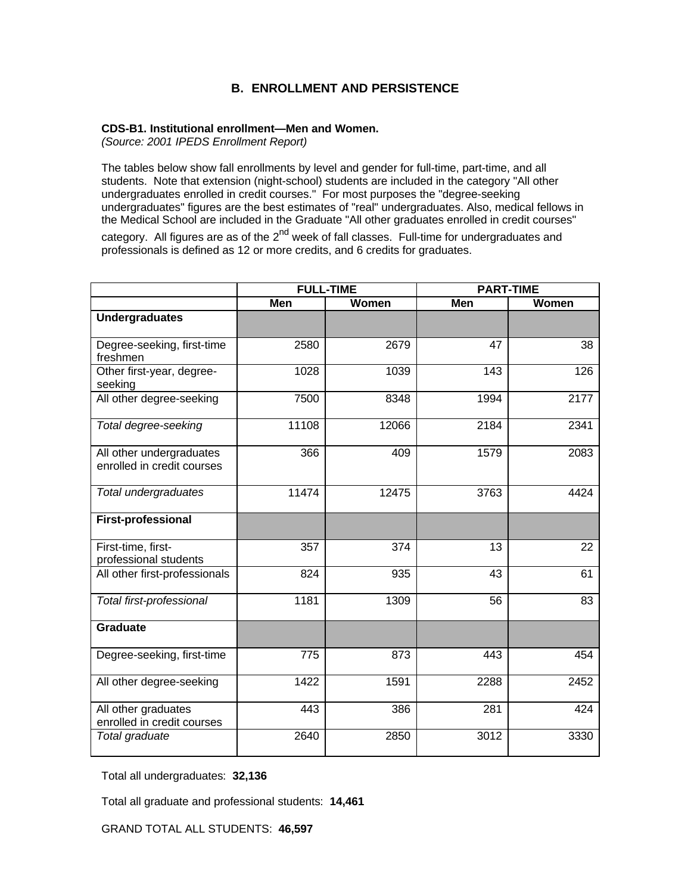## B. ENROLLMENT AND PERSISTENCE

**CDS-B1. Institutional enrollment—Men and Women.**
*(Source: 2001 IPEDS Enrollment Report)*

The tables below show fall enrollments by level and gender for full-time, part-time, and all students. Note that extension (night-school) students are included in the category "All other undergraduates enrolled in credit courses." For most purposes the "degree-seeking undergraduates" figures are the best estimates of "real" undergraduates. Also, medical fellows in the Medical School are included in the Graduate "All other graduates enrolled in credit courses" category. All figures are as of the 2nd week of fall classes. Full-time for undergraduates and professionals is defined as 12 or more credits, and 6 credits for graduates.

| | FULL-TIME | | PART-TIME | |
|---|---|---|---|---|
| | Men | Women | Men | Women |
| **Undergraduates** | | | | |
| Degree-seeking, first-time freshmen | 2580 | 2679 | 47 | 38 |
| Other first-year, degree-seeking | 1028 | 1039 | 143 | 126 |
| All other degree-seeking | 7500 | 8348 | 1994 | 2177 |
| *Total degree-seeking* | 11108 | 12066 | 2184 | 2341 |
| All other undergraduates enrolled in credit courses | 366 | 409 | 1579 | 2083 |
| *Total undergraduates* | 11474 | 12475 | 3763 | 4424 |
| **First-professional** | | | | |
| First-time, first-professional students | 357 | 374 | 13 | 22 |
| All other first-professionals | 824 | 935 | 43 | 61 |
| *Total first-professional* | 1181 | 1309 | 56 | 83 |
| **Graduate** | | | | |
| Degree-seeking, first-time | 775 | 873 | 443 | 454 |
| All other degree-seeking | 1422 | 1591 | 2288 | 2452 |
| All other graduates enrolled in credit courses | 443 | 386 | 281 | 424 |
| *Total graduate* | 2640 | 2850 | 3012 | 3330 |

Total all undergraduates: **32,136**

Total all graduate and professional students: **14,461**

GRAND TOTAL ALL STUDENTS: **46,597**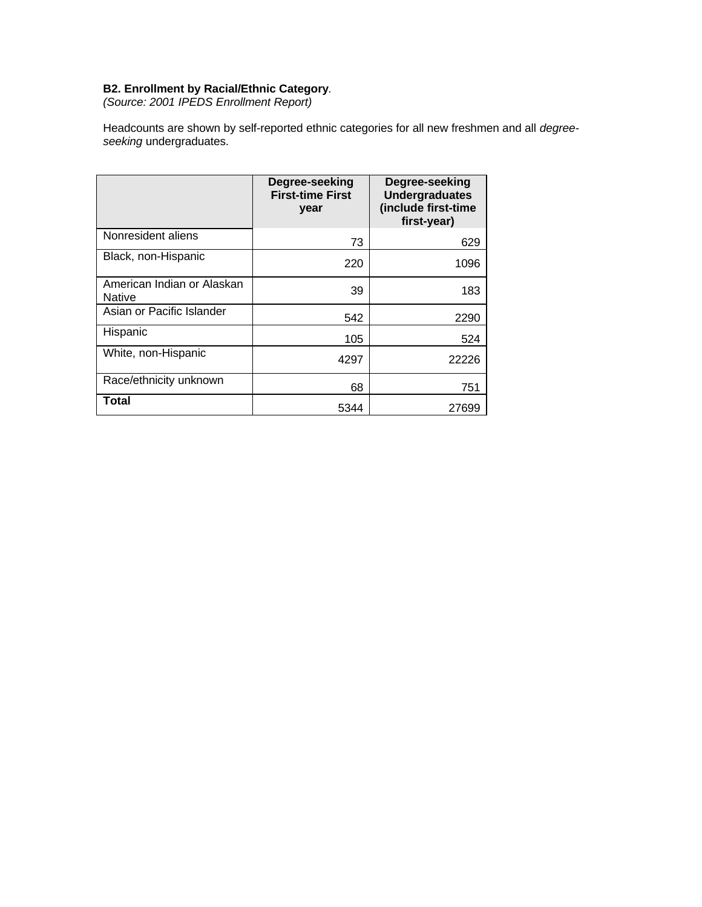**B2. Enrollment by Racial/Ethnic Category**.
*(Source: 2001 IPEDS Enrollment Report)*

Headcounts are shown by self-reported ethnic categories for all new freshmen and all *degree-seeking* undergraduates.

| | **Degree-seeking First-time First year** | **Degree-seeking Undergraduates (include first-time first-year)** |
|---|---|---|
| Nonresident aliens | 73 | 629 |
| Black, non-Hispanic | 220 | 1096 |
| American Indian or Alaskan Native | 39 | 183 |
| Asian or Pacific Islander | 542 | 2290 |
| Hispanic | 105 | 524 |
| White, non-Hispanic | 4297 | 22226 |
| Race/ethnicity unknown | 68 | 751 |
| **Total** | 5344 | 27699 |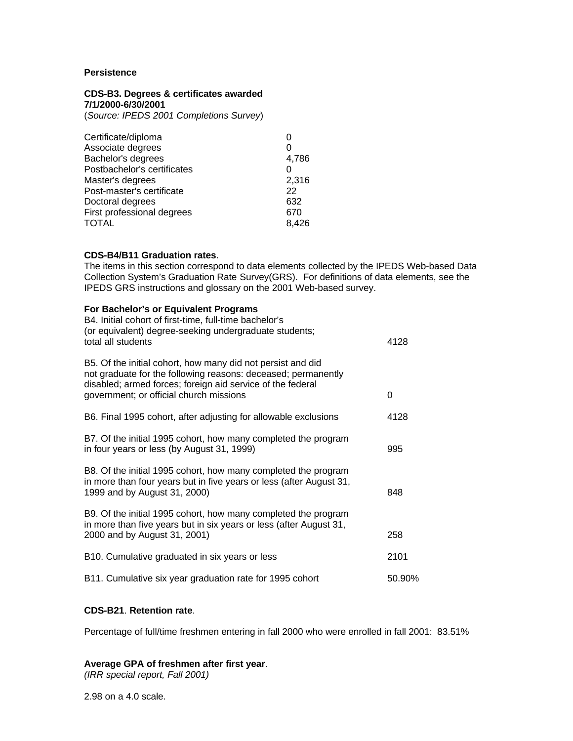**Persistence**

**CDS-B3. Degrees & certificates awarded 7/1/2000-6/30/2001**
(*Source: IPEDS 2001 Completions Survey*)

| | |
|---|---|
| Certificate/diploma | 0 |
| Associate degrees | 0 |
| Bachelor's degrees | 4,786 |
| Postbachelor's certificates | 0 |
| Master's degrees | 2,316 |
| Post-master's certificate | 22 |
| Doctoral degrees | 632 |
| First professional degrees | 670 |
| TOTAL | 8,426 |

**CDS-B4/B11 Graduation rates**.
The items in this section correspond to data elements collected by the IPEDS Web-based Data Collection System's Graduation Rate Survey(GRS). For definitions of data elements, see the IPEDS GRS instructions and glossary on the 2001 Web-based survey.

**For Bachelor's or Equivalent Programs**

| | |
|---|---|
| B4. Initial cohort of first-time, full-time bachelor's (or equivalent) degree-seeking undergraduate students; total all students | 4128 |
| B5. Of the initial cohort, how many did not persist and did not graduate for the following reasons: deceased; permanently disabled; armed forces; foreign aid service of the federal government; or official church missions | 0 |
| B6. Final 1995 cohort, after adjusting for allowable exclusions | 4128 |
| B7. Of the initial 1995 cohort, how many completed the program in four years or less (by August 31, 1999) | 995 |
| B8. Of the initial 1995 cohort, how many completed the program in more than four years but in five years or less (after August 31, 1999 and by August 31, 2000) | 848 |
| B9. Of the initial 1995 cohort, how many completed the program in more than five years but in six years or less (after August 31, 2000 and by August 31, 2001) | 258 |
| B10. Cumulative graduated in six years or less | 2101 |
| B11. Cumulative six year graduation rate for 1995 cohort | 50.90% |

**CDS-B21**. **Retention rate**.

Percentage of full/time freshmen entering in fall 2000 who were enrolled in fall 2001: 83.51%

**Average GPA of freshmen after first year**.
*(IRR special report, Fall 2001)*

2.98 on a 4.0 scale.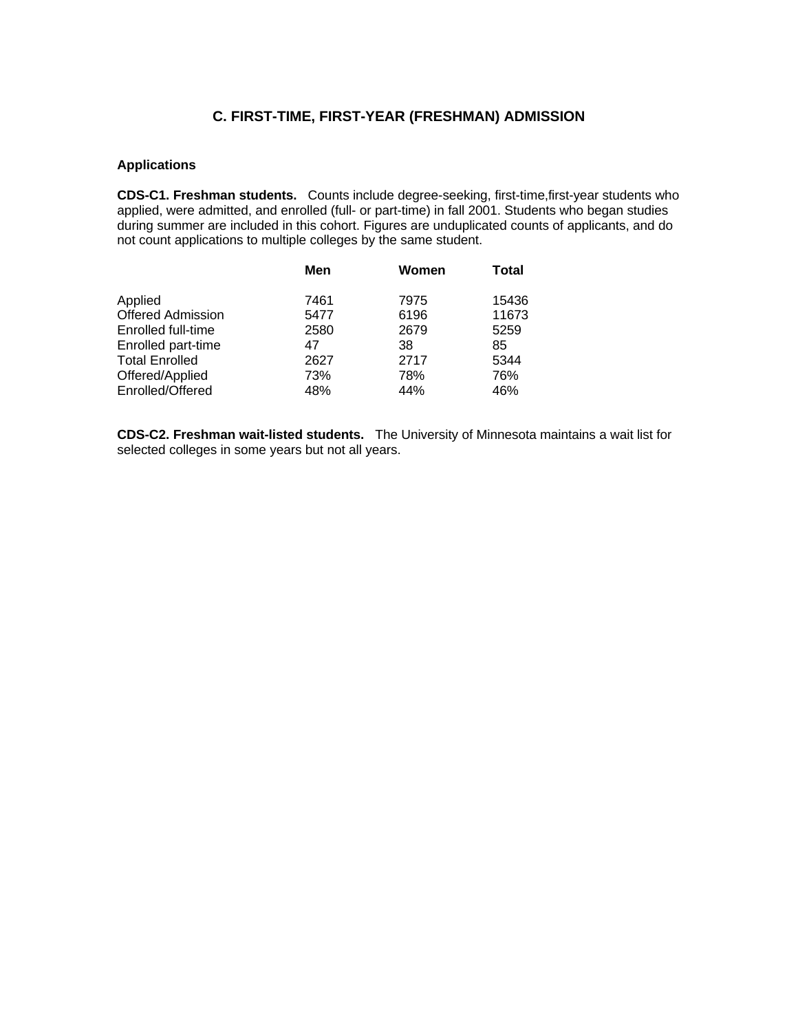## C. FIRST-TIME, FIRST-YEAR (FRESHMAN) ADMISSION

### Applications

**CDS-C1. Freshman students.** Counts include degree-seeking, first-time,first-year students who applied, were admitted, and enrolled (full- or part-time) in fall 2001. Students who began studies during summer are included in this cohort. Figures are unduplicated counts of applicants, and do not count applications to multiple colleges by the same student.

| | Men | Women | Total |
|---|---|---|---|
| Applied | 7461 | 7975 | 15436 |
| Offered Admission | 5477 | 6196 | 11673 |
| Enrolled full-time | 2580 | 2679 | 5259 |
| Enrolled part-time | 47 | 38 | 85 |
| Total Enrolled | 2627 | 2717 | 5344 |
| Offered/Applied | 73% | 78% | 76% |
| Enrolled/Offered | 48% | 44% | 46% |

**CDS-C2. Freshman wait-listed students.** The University of Minnesota maintains a wait list for selected colleges in some years but not all years.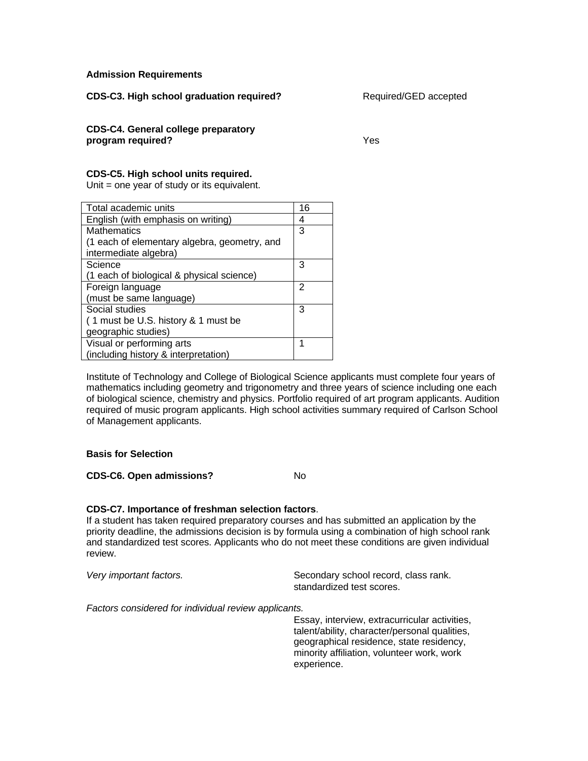## Admission Requirements

**CDS-C3. High school graduation required?** Required/GED accepted

**CDS-C4. General college preparatory program required?** Yes

**CDS-C5. High school units required.**
Unit = one year of study or its equivalent.

| Total academic units | 16 |
|---|---|
| English (with emphasis on writing) | 4 |
| Mathematics (1 each of elementary algebra, geometry, and intermediate algebra) | 3 |
| Science (1 each of biological & physical science) | 3 |
| Foreign language (must be same language) | 2 |
| Social studies ( 1 must be U.S. history & 1 must be geographic studies) | 3 |
| Visual or performing arts (including history & interpretation) | 1 |

Institute of Technology and College of Biological Science applicants must complete four years of mathematics including geometry and trigonometry and three years of science including one each of biological science, chemistry and physics. Portfolio required of art program applicants. Audition required of music program applicants. High school activities summary required of Carlson School of Management applicants.

## Basis for Selection

**CDS-C6. Open admissions?** No

**CDS-C7. Importance of freshman selection factors**.
If a student has taken required preparatory courses and has submitted an application by the priority deadline, the admissions decision is by formula using a combination of high school rank and standardized test scores. Applicants who do not meet these conditions are given individual review.

*Very important factors.* Secondary school record, class rank. standardized test scores.

*Factors considered for individual review applicants.* Essay, interview, extracurricular activities, talent/ability, character/personal qualities, geographical residence, state residency, minority affiliation, volunteer work, work experience.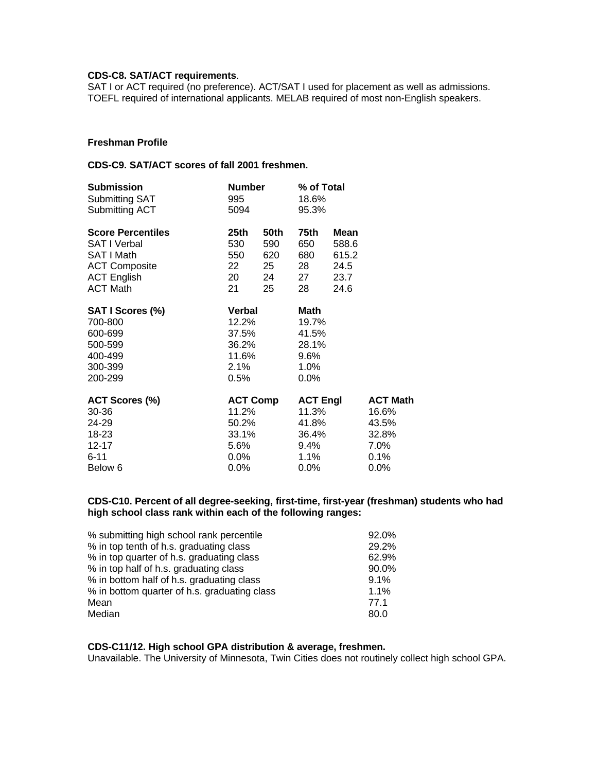**CDS-C8. SAT/ACT requirements**.

SAT I or ACT required (no preference). ACT/SAT I used for placement as well as admissions. TOEFL required of international applicants. MELAB required of most non-English speakers.

**Freshman Profile**

**CDS-C9. SAT/ACT scores of fall 2001 freshmen.**

| **Submission** | **Number** | **% of Total** |
|---|---|---|
| Submitting SAT | 995 | 18.6% |
| Submitting ACT | 5094 | 95.3% |

| **Score Percentiles** | **25th** | **50th** | **75th** | **Mean** |
|---|---|---|---|---|
| SAT I Verbal | 530 | 590 | 650 | 588.6 |
| SAT I Math | 550 | 620 | 680 | 615.2 |
| ACT Composite | 22 | 25 | 28 | 24.5 |
| ACT English | 20 | 24 | 27 | 23.7 |
| ACT Math | 21 | 25 | 28 | 24.6 |

| **SAT I Scores (%)** | **Verbal** | **Math** |
|---|---|---|
| 700-800 | 12.2% | 19.7% |
| 600-699 | 37.5% | 41.5% |
| 500-599 | 36.2% | 28.1% |
| 400-499 | 11.6% | 9.6% |
| 300-399 | 2.1% | 1.0% |
| 200-299 | 0.5% | 0.0% |

| **ACT Scores (%)** | **ACT Comp** | **ACT Engl** | **ACT Math** |
|---|---|---|---|
| 30-36 | 11.2% | 11.3% | 16.6% |
| 24-29 | 50.2% | 41.8% | 43.5% |
| 18-23 | 33.1% | 36.4% | 32.8% |
| 12-17 | 5.6% | 9.4% | 7.0% |
| 6-11 | 0.0% | 1.1% | 0.1% |
| Below 6 | 0.0% | 0.0% | 0.0% |

**CDS-C10. Percent of all degree-seeking, first-time, first-year (freshman) students who had high school class rank within each of the following ranges:**

| | |
|---|---|
| % submitting high school rank percentile | 92.0% |
| % in top tenth of h.s. graduating class | 29.2% |
| % in top quarter of h.s. graduating class | 62.9% |
| % in top half of h.s. graduating class | 90.0% |
| % in bottom half of h.s. graduating class | 9.1% |
| % in bottom quarter of h.s. graduating class | 1.1% |
| Mean | 77.1 |
| Median | 80.0 |

**CDS-C11/12. High school GPA distribution & average, freshmen.**

Unavailable. The University of Minnesota, Twin Cities does not routinely collect high school GPA.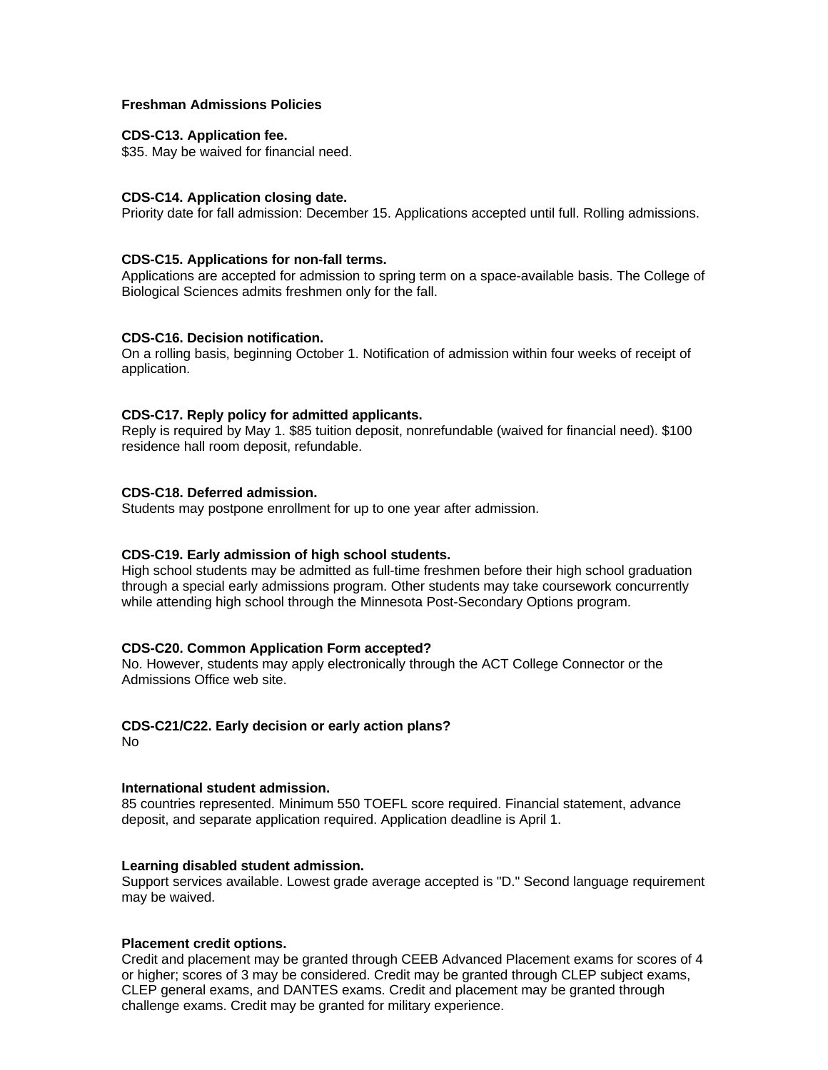## Freshman Admissions Policies

**CDS-C13. Application fee.**
$35. May be waived for financial need.

**CDS-C14. Application closing date.**
Priority date for fall admission: December 15. Applications accepted until full. Rolling admissions.

**CDS-C15. Applications for non-fall terms.**
Applications are accepted for admission to spring term on a space-available basis. The College of Biological Sciences admits freshmen only for the fall.

**CDS-C16. Decision notification.**
On a rolling basis, beginning October 1. Notification of admission within four weeks of receipt of application.

**CDS-C17. Reply policy for admitted applicants.**
Reply is required by May 1. $85 tuition deposit, nonrefundable (waived for financial need). $100 residence hall room deposit, refundable.

**CDS-C18. Deferred admission.**
Students may postpone enrollment for up to one year after admission.

**CDS-C19. Early admission of high school students.**
High school students may be admitted as full-time freshmen before their high school graduation through a special early admissions program. Other students may take coursework concurrently while attending high school through the Minnesota Post-Secondary Options program.

**CDS-C20. Common Application Form accepted?**
No. However, students may apply electronically through the ACT College Connector or the Admissions Office web site.

**CDS-C21/C22. Early decision or early action plans?**
No

**International student admission.**
85 countries represented. Minimum 550 TOEFL score required. Financial statement, advance deposit, and separate application required. Application deadline is April 1.

**Learning disabled student admission.**
Support services available. Lowest grade average accepted is "D." Second language requirement may be waived.

**Placement credit options.**
Credit and placement may be granted through CEEB Advanced Placement exams for scores of 4 or higher; scores of 3 may be considered. Credit may be granted through CLEP subject exams, CLEP general exams, and DANTES exams. Credit and placement may be granted through challenge exams. Credit may be granted for military experience.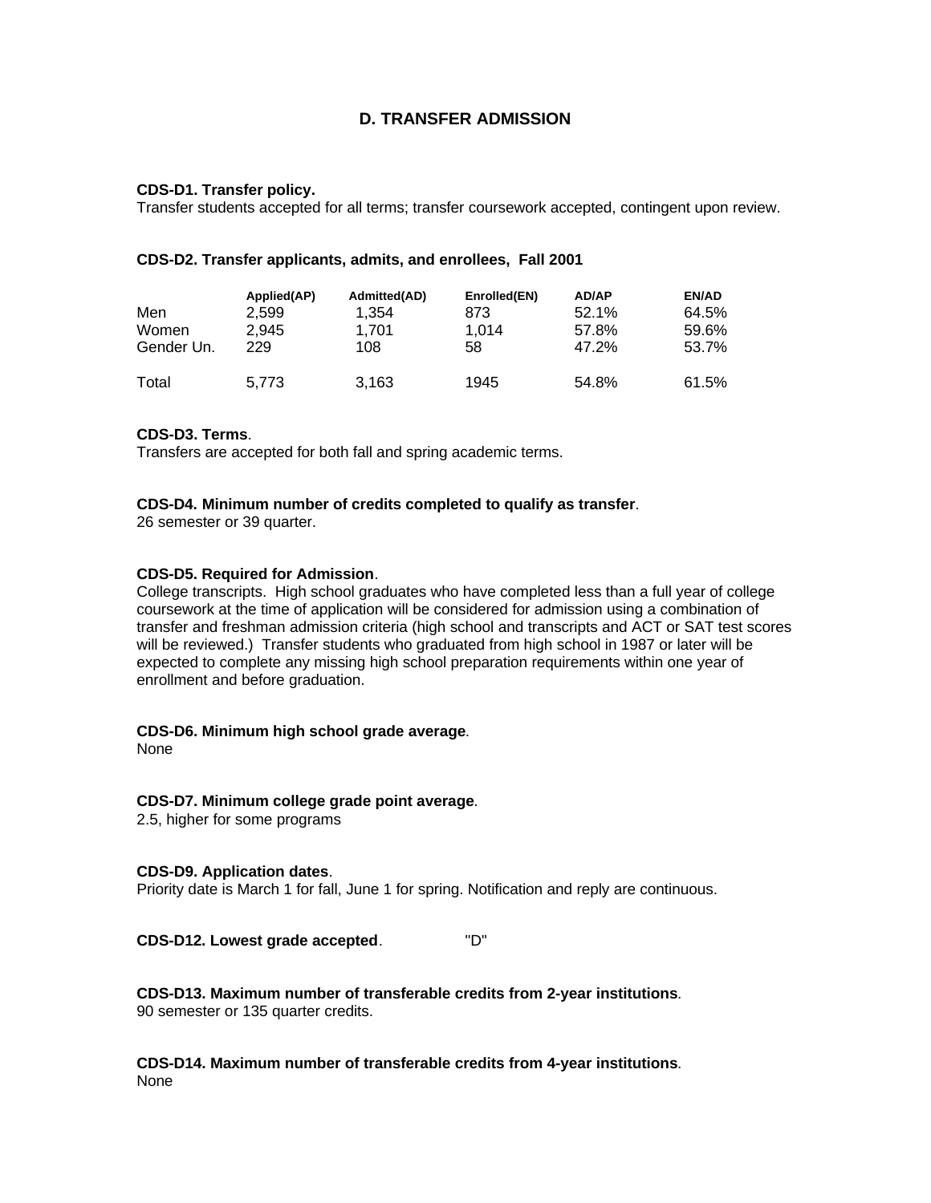## D. TRANSFER ADMISSION

**CDS-D1. Transfer policy.**
Transfer students accepted for all terms; transfer coursework accepted, contingent upon review.

**CDS-D2. Transfer applicants, admits, and enrollees, Fall 2001**

| | Applied(AP) | Admitted(AD) | Enrolled(EN) | AD/AP | EN/AD |
|---|---|---|---|---|---|
| Men | 2,599 | 1,354 | 873 | 52.1% | 64.5% |
| Women | 2,945 | 1,701 | 1,014 | 57.8% | 59.6% |
| Gender Un. | 229 | 108 | 58 | 47.2% | 53.7% |
| Total | 5,773 | 3,163 | 1945 | 54.8% | 61.5% |

**CDS-D3. Terms**.
Transfers are accepted for both fall and spring academic terms.

**CDS-D4. Minimum number of credits completed to qualify as transfer**.
26 semester or 39 quarter.

**CDS-D5. Required for Admission**.
College transcripts. High school graduates who have completed less than a full year of college coursework at the time of application will be considered for admission using a combination of transfer and freshman admission criteria (high school and transcripts and ACT or SAT test scores will be reviewed.) Transfer students who graduated from high school in 1987 or later will be expected to complete any missing high school preparation requirements within one year of enrollment and before graduation.

**CDS-D6. Minimum high school grade average**.
None

**CDS-D7. Minimum college grade point average**.
2.5, higher for some programs

**CDS-D9. Application dates**.
Priority date is March 1 for fall, June 1 for spring. Notification and reply are continuous.

**CDS-D12. Lowest grade accepted**. "D"

**CDS-D13. Maximum number of transferable credits from 2-year institutions**.
90 semester or 135 quarter credits.

**CDS-D14. Maximum number of transferable credits from 4-year institutions**.
None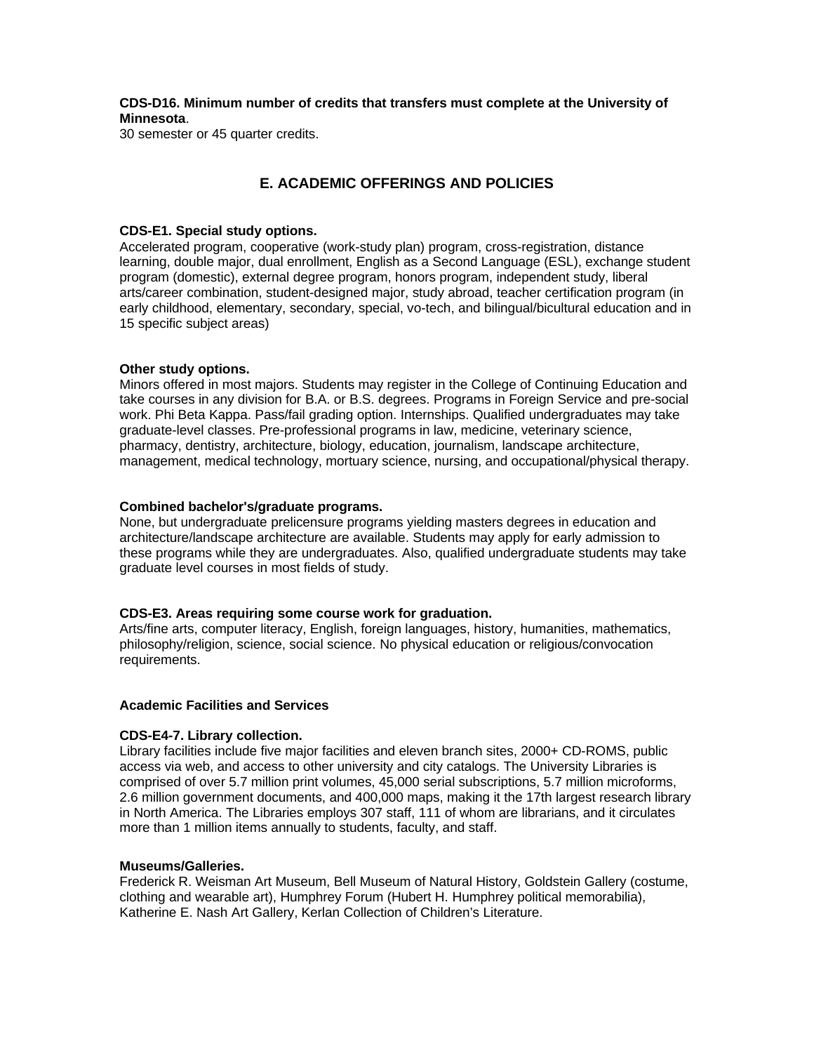**CDS-D16. Minimum number of credits that transfers must complete at the University of Minnesota**.
30 semester or 45 quarter credits.

## E. ACADEMIC OFFERINGS AND POLICIES

**CDS-E1. Special study options.**
Accelerated program, cooperative (work-study plan) program, cross-registration, distance learning, double major, dual enrollment, English as a Second Language (ESL), exchange student program (domestic), external degree program, honors program, independent study, liberal arts/career combination, student-designed major, study abroad, teacher certification program (in early childhood, elementary, secondary, special, vo-tech, and bilingual/bicultural education and in 15 specific subject areas)

**Other study options.**
Minors offered in most majors. Students may register in the College of Continuing Education and take courses in any division for B.A. or B.S. degrees. Programs in Foreign Service and pre-social work. Phi Beta Kappa. Pass/fail grading option. Internships. Qualified undergraduates may take graduate-level classes. Pre-professional programs in law, medicine, veterinary science, pharmacy, dentistry, architecture, biology, education, journalism, landscape architecture, management, medical technology, mortuary science, nursing, and occupational/physical therapy.

**Combined bachelor's/graduate programs.**
None, but undergraduate prelicensure programs yielding masters degrees in education and architecture/landscape architecture are available. Students may apply for early admission to these programs while they are undergraduates. Also, qualified undergraduate students may take graduate level courses in most fields of study.

**CDS-E3. Areas requiring some course work for graduation.**
Arts/fine arts, computer literacy, English, foreign languages, history, humanities, mathematics, philosophy/religion, science, social science. No physical education or religious/convocation requirements.

### Academic Facilities and Services

**CDS-E4-7. Library collection.**
Library facilities include five major facilities and eleven branch sites, 2000+ CD-ROMS, public access via web, and access to other university and city catalogs. The University Libraries is comprised of over 5.7 million print volumes, 45,000 serial subscriptions, 5.7 million microforms, 2.6 million government documents, and 400,000 maps, making it the 17th largest research library in North America. The Libraries employs 307 staff, 111 of whom are librarians, and it circulates more than 1 million items annually to students, faculty, and staff.

**Museums/Galleries.**
Frederick R. Weisman Art Museum, Bell Museum of Natural History, Goldstein Gallery (costume, clothing and wearable art), Humphrey Forum (Hubert H. Humphrey political memorabilia), Katherine E. Nash Art Gallery, Kerlan Collection of Children's Literature.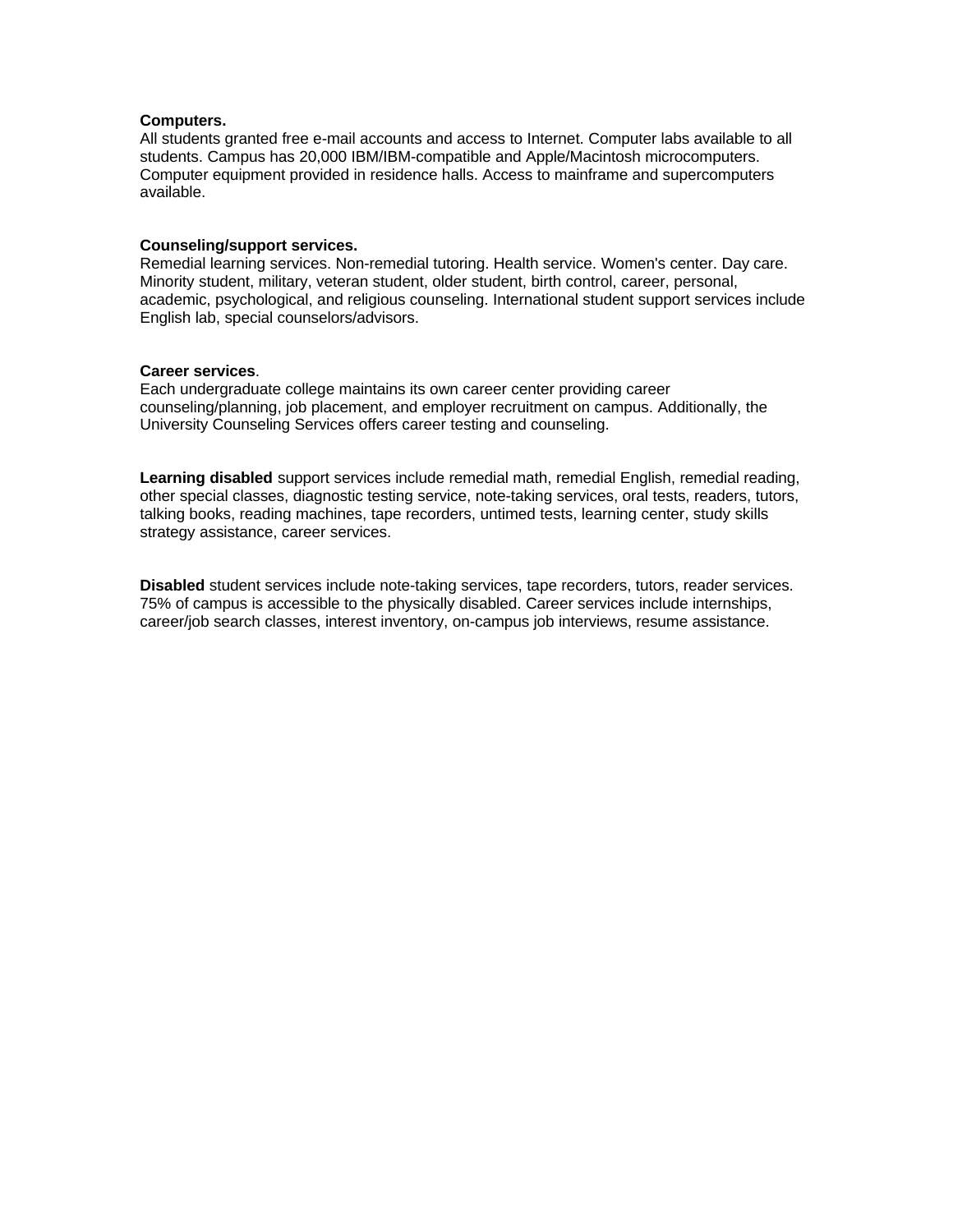**Computers.**
All students granted free e-mail accounts and access to Internet. Computer labs available to all students. Campus has 20,000 IBM/IBM-compatible and Apple/Macintosh microcomputers. Computer equipment provided in residence halls. Access to mainframe and supercomputers available.

**Counseling/support services.**
Remedial learning services. Non-remedial tutoring. Health service. Women's center. Day care. Minority student, military, veteran student, older student, birth control, career, personal, academic, psychological, and religious counseling. International student support services include English lab, special counselors/advisors.

**Career services**.
Each undergraduate college maintains its own career center providing career counseling/planning, job placement, and employer recruitment on campus. Additionally, the University Counseling Services offers career testing and counseling.

**Learning disabled** support services include remedial math, remedial English, remedial reading, other special classes, diagnostic testing service, note-taking services, oral tests, readers, tutors, talking books, reading machines, tape recorders, untimed tests, learning center, study skills strategy assistance, career services.

**Disabled** student services include note-taking services, tape recorders, tutors, reader services. 75% of campus is accessible to the physically disabled. Career services include internships, career/job search classes, interest inventory, on-campus job interviews, resume assistance.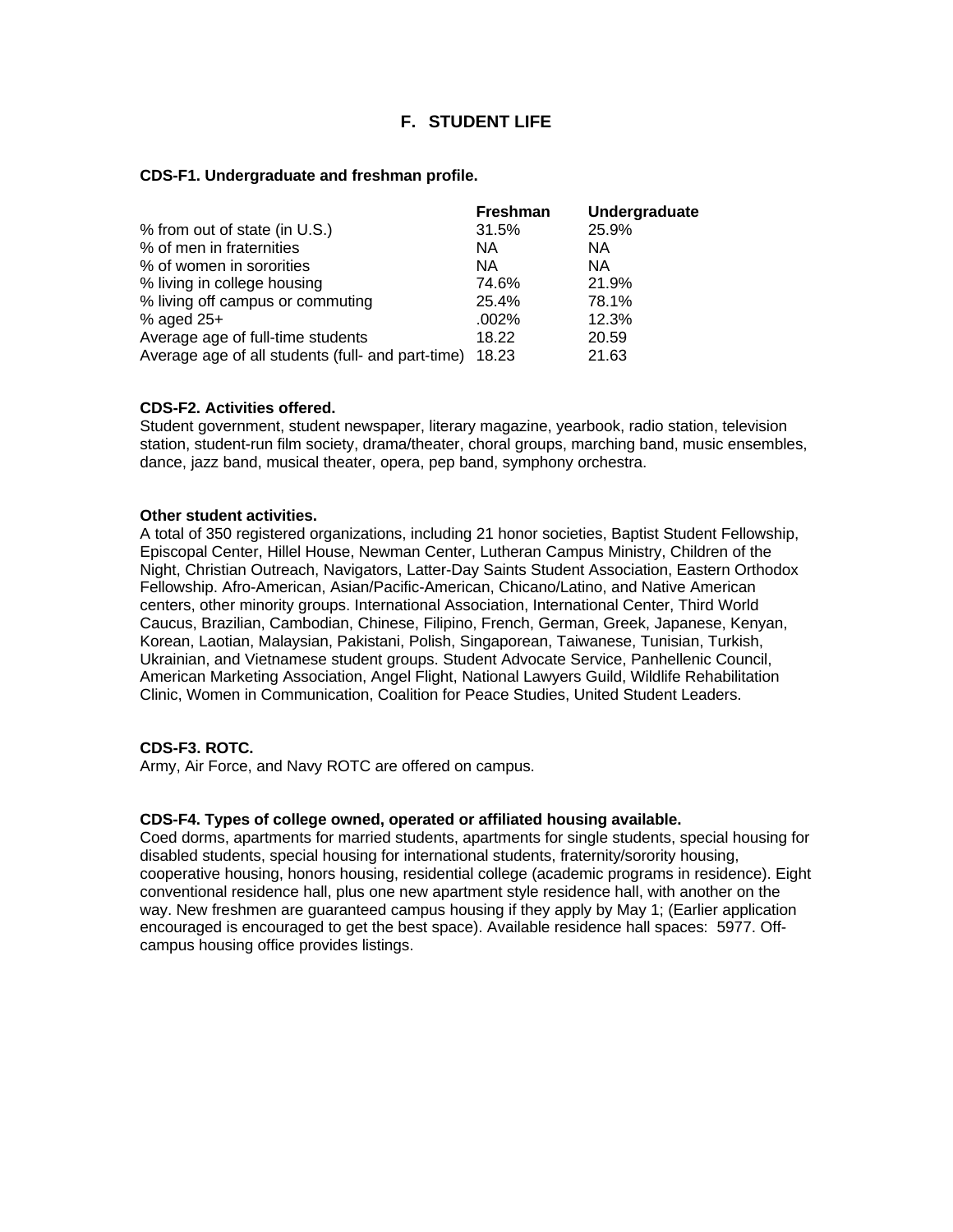## F. STUDENT LIFE

**CDS-F1. Undergraduate and freshman profile.**

| | Freshman | Undergraduate |
|---|---|---|
| % from out of state (in U.S.) | 31.5% | 25.9% |
| % of men in fraternities | NA | NA |
| % of women in sororities | NA | NA |
| % living in college housing | 74.6% | 21.9% |
| % living off campus or commuting | 25.4% | 78.1% |
| % aged 25+ | .002% | 12.3% |
| Average age of full-time students | 18.22 | 20.59 |
| Average age of all students (full- and part-time) | 18.23 | 21.63 |

**CDS-F2. Activities offered.**
Student government, student newspaper, literary magazine, yearbook, radio station, television station, student-run film society, drama/theater, choral groups, marching band, music ensembles, dance, jazz band, musical theater, opera, pep band, symphony orchestra.

**Other student activities.**
A total of 350 registered organizations, including 21 honor societies, Baptist Student Fellowship, Episcopal Center, Hillel House, Newman Center, Lutheran Campus Ministry, Children of the Night, Christian Outreach, Navigators, Latter-Day Saints Student Association, Eastern Orthodox Fellowship. Afro-American, Asian/Pacific-American, Chicano/Latino, and Native American centers, other minority groups. International Association, International Center, Third World Caucus, Brazilian, Cambodian, Chinese, Filipino, French, German, Greek, Japanese, Kenyan, Korean, Laotian, Malaysian, Pakistani, Polish, Singaporean, Taiwanese, Tunisian, Turkish, Ukrainian, and Vietnamese student groups. Student Advocate Service, Panhellenic Council, American Marketing Association, Angel Flight, National Lawyers Guild, Wildlife Rehabilitation Clinic, Women in Communication, Coalition for Peace Studies, United Student Leaders.

**CDS-F3. ROTC.**
Army, Air Force, and Navy ROTC are offered on campus.

**CDS-F4. Types of college owned, operated or affiliated housing available.**
Coed dorms, apartments for married students, apartments for single students, special housing for disabled students, special housing for international students, fraternity/sorority housing, cooperative housing, honors housing, residential college (academic programs in residence). Eight conventional residence hall, plus one new apartment style residence hall, with another on the way. New freshmen are guaranteed campus housing if they apply by May 1; (Earlier application encouraged is encouraged to get the best space). Available residence hall spaces: 5977. Off-campus housing office provides listings.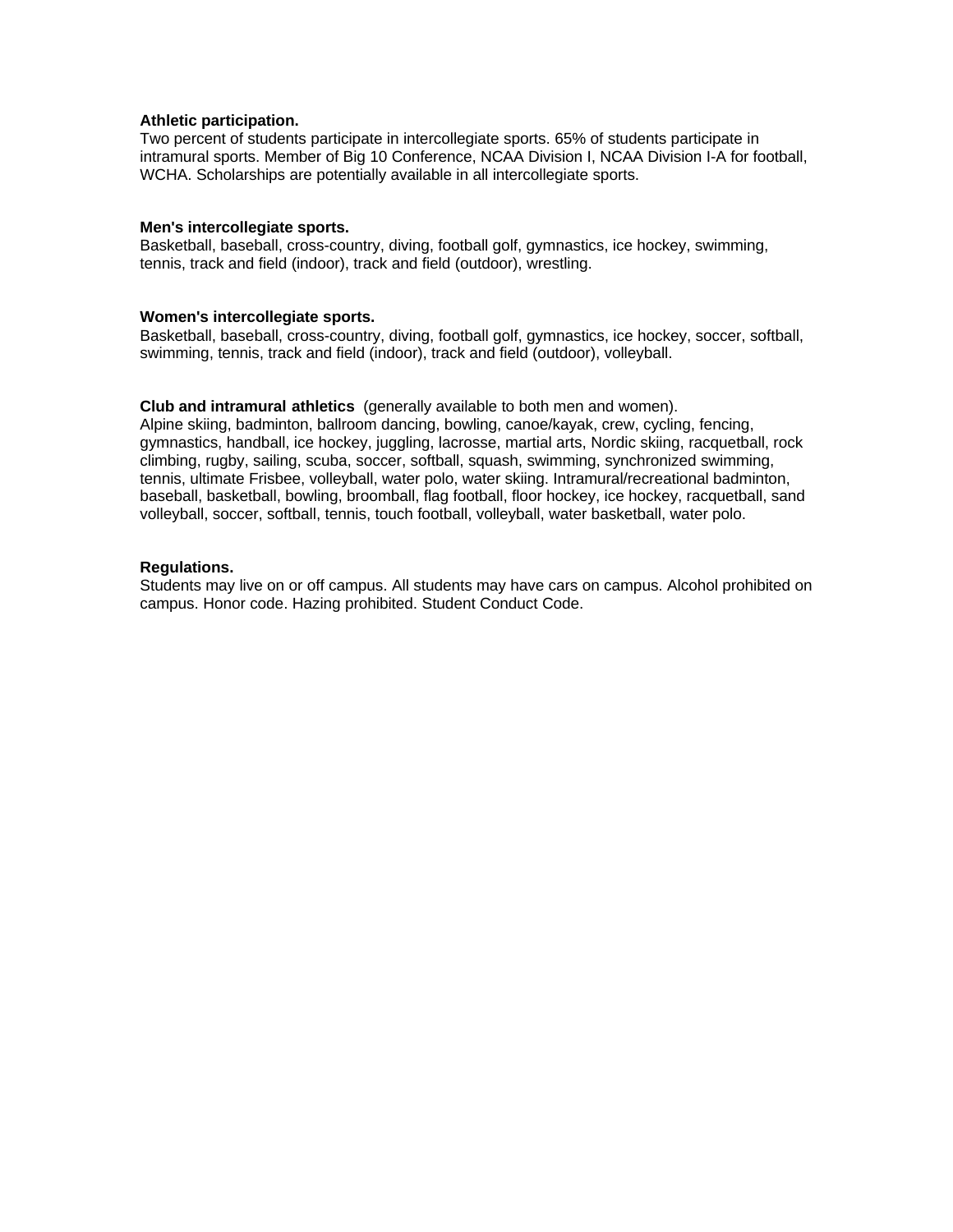**Athletic participation.**
Two percent of students participate in intercollegiate sports. 65% of students participate in intramural sports. Member of Big 10 Conference, NCAA Division I, NCAA Division I-A for football, WCHA. Scholarships are potentially available in all intercollegiate sports.

**Men's intercollegiate sports.**
Basketball, baseball, cross-country, diving, football golf, gymnastics, ice hockey, swimming, tennis, track and field (indoor), track and field (outdoor), wrestling.

**Women's intercollegiate sports.**
Basketball, baseball, cross-country, diving, football golf, gymnastics, ice hockey, soccer, softball, swimming, tennis, track and field (indoor), track and field (outdoor), volleyball.

**Club and intramural athletics** (generally available to both men and women).
Alpine skiing, badminton, ballroom dancing, bowling, canoe/kayak, crew, cycling, fencing, gymnastics, handball, ice hockey, juggling, lacrosse, martial arts, Nordic skiing, racquetball, rock climbing, rugby, sailing, scuba, soccer, softball, squash, swimming, synchronized swimming, tennis, ultimate Frisbee, volleyball, water polo, water skiing. Intramural/recreational badminton, baseball, basketball, bowling, broomball, flag football, floor hockey, ice hockey, racquetball, sand volleyball, soccer, softball, tennis, touch football, volleyball, water basketball, water polo.

**Regulations.**
Students may live on or off campus. All students may have cars on campus. Alcohol prohibited on campus. Honor code. Hazing prohibited. Student Conduct Code.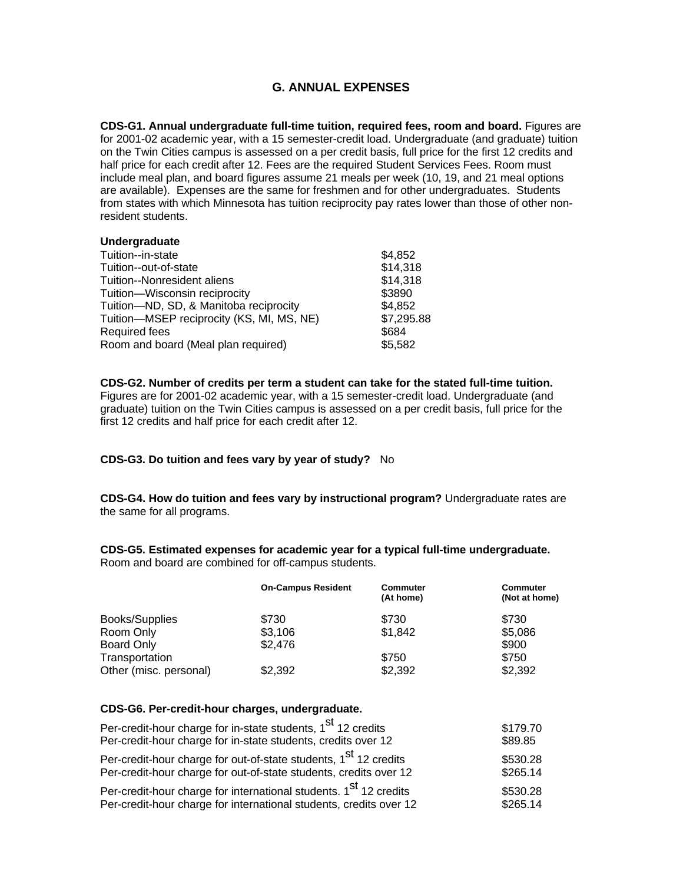## G. ANNUAL EXPENSES

**CDS-G1. Annual undergraduate full-time tuition, required fees, room and board.** Figures are for 2001-02 academic year, with a 15 semester-credit load. Undergraduate (and graduate) tuition on the Twin Cities campus is assessed on a per credit basis, full price for the first 12 credits and half price for each credit after 12. Fees are the required Student Services Fees. Room must include meal plan, and board figures assume 21 meals per week (10, 19, and 21 meal options are available). Expenses are the same for freshmen and for other undergraduates. Students from states with which Minnesota has tuition reciprocity pay rates lower than those of other non-resident students.

| **Undergraduate** | |
|---|---|
| Tuition--in-state | $4,852 |
| Tuition--out-of-state | $14,318 |
| Tuition--Nonresident aliens | $14,318 |
| Tuition—Wisconsin reciprocity | $3890 |
| Tuition—ND, SD, & Manitoba reciprocity | $4,852 |
| Tuition—MSEP reciprocity (KS, MI, MS, NE) | $7,295.88 |
| Required fees | $684 |
| Room and board (Meal plan required) | $5,582 |

**CDS-G2. Number of credits per term a student can take for the stated full-time tuition.** Figures are for 2001-02 academic year, with a 15 semester-credit load. Undergraduate (and graduate) tuition on the Twin Cities campus is assessed on a per credit basis, full price for the first 12 credits and half price for each credit after 12.

**CDS-G3. Do tuition and fees vary by year of study?** No

**CDS-G4. How do tuition and fees vary by instructional program?** Undergraduate rates are the same for all programs.

**CDS-G5. Estimated expenses for academic year for a typical full-time undergraduate.** Room and board are combined for off-campus students.

| | On-Campus Resident | Commuter (At home) | Commuter (Not at home) |
|---|---|---|---|
| Books/Supplies | $730 | $730 | $730 |
| Room Only | $3,106 | $1,842 | $5,086 |
| Board Only | $2,476 | | $900 |
| Transportation | | $750 | $750 |
| Other (misc. personal) | $2,392 | $2,392 | $2,392 |

**CDS-G6. Per-credit-hour charges, undergraduate.**

| | |
|---|---|
| Per-credit-hour charge for in-state students, 1st 12 credits | $179.70 |
| Per-credit-hour charge for in-state students, credits over 12 | $89.85 |
| Per-credit-hour charge for out-of-state students, 1st 12 credits | $530.28 |
| Per-credit-hour charge for out-of-state students, credits over 12 | $265.14 |
| Per-credit-hour charge for international students. 1st 12 credits | $530.28 |
| Per-credit-hour charge for international students, credits over 12 | $265.14 |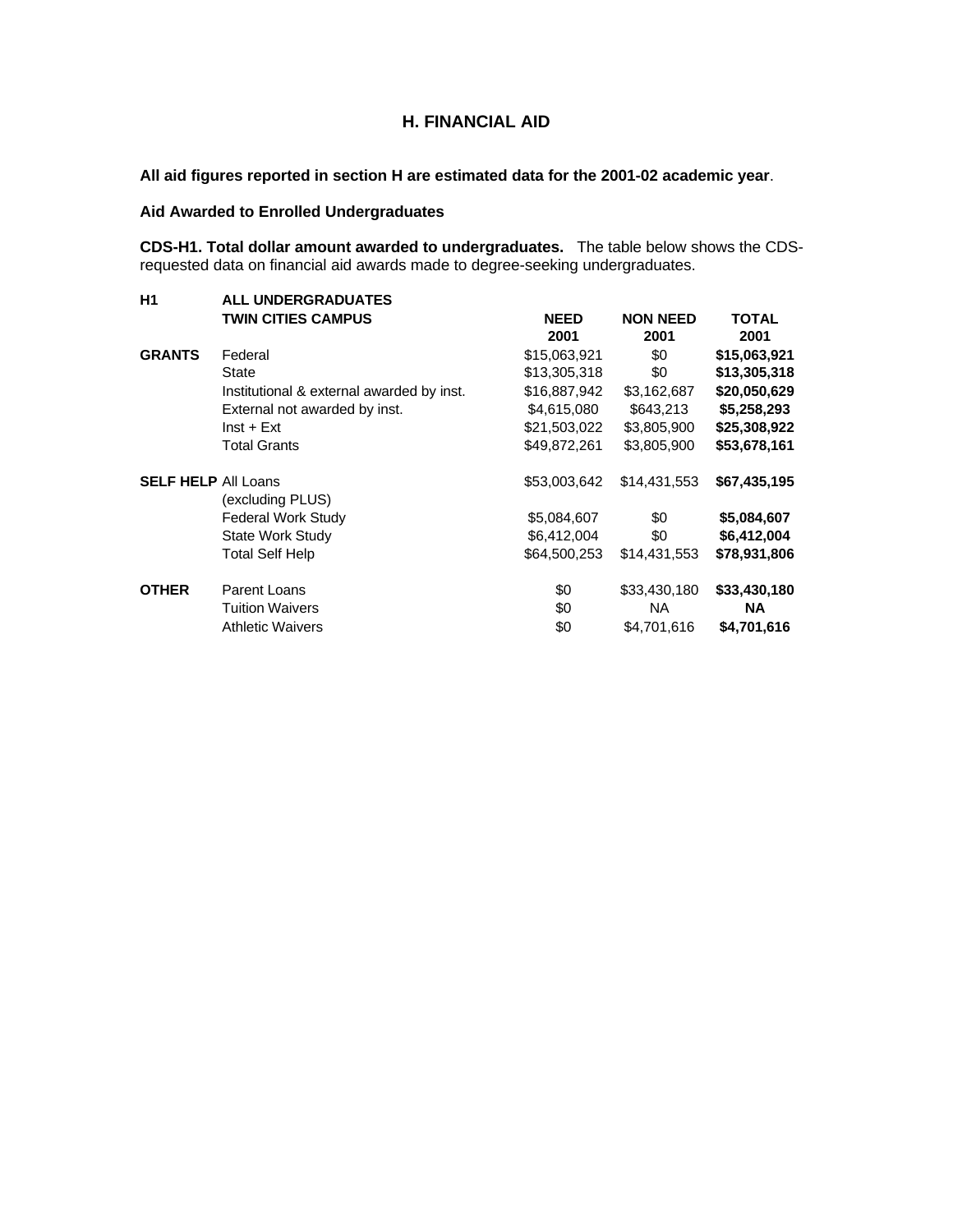## H. FINANCIAL AID

**All aid figures reported in section H are estimated data for the 2001-02 academic year**.

**Aid Awarded to Enrolled Undergraduates**

**CDS-H1. Total dollar amount awarded to undergraduates.** The table below shows the CDS-requested data on financial aid awards made to degree-seeking undergraduates.

| **H1** | **ALL UNDERGRADUATES TWIN CITIES CAMPUS** | **NEED 2001** | **NON NEED 2001** | **TOTAL 2001** |
|---|---|---|---|---|
| **GRANTS** | Federal | $15,063,921 | $0 | **$15,063,921** |
| | State | $13,305,318 | $0 | **$13,305,318** |
| | Institutional & external awarded by inst. | $16,887,942 | $3,162,687 | **$20,050,629** |
| | External not awarded by inst. | $4,615,080 | $643,213 | **$5,258,293** |
| | Inst + Ext | $21,503,022 | $3,805,900 | **$25,308,922** |
| | Total Grants | $49,872,261 | $3,805,900 | **$53,678,161** |
| **SELF HELP** | All Loans (excluding PLUS) | $53,003,642 | $14,431,553 | **$67,435,195** |
| | Federal Work Study | $5,084,607 | $0 | **$5,084,607** |
| | State Work Study | $6,412,004 | $0 | **$6,412,004** |
| | Total Self Help | $64,500,253 | $14,431,553 | **$78,931,806** |
| **OTHER** | Parent Loans | $0 | $33,430,180 | **$33,430,180** |
| | Tuition Waivers | $0 | NA | **NA** |
| | Athletic Waivers | $0 | $4,701,616 | **$4,701,616** |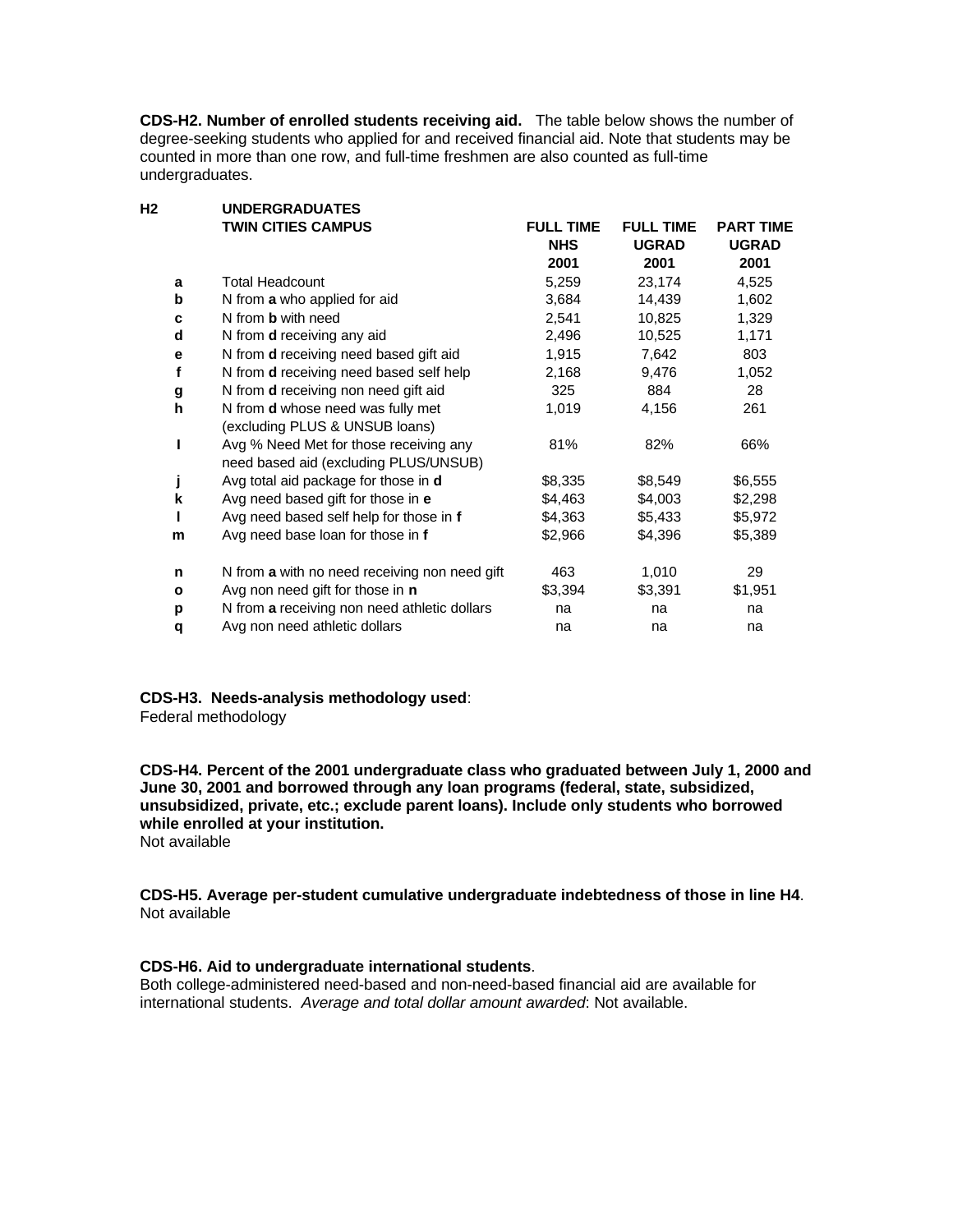**CDS-H2. Number of enrolled students receiving aid.** The table below shows the number of degree-seeking students who applied for and received financial aid. Note that students may be counted in more than one row, and full-time freshmen are also counted as full-time undergraduates.

| H2 | UNDERGRADUATES TWIN CITIES CAMPUS | FULL TIME NHS 2001 | FULL TIME UGRAD 2001 | PART TIME UGRAD 2001 |
|---|---|---|---|---|
| a | Total Headcount | 5,259 | 23,174 | 4,525 |
| b | N from **a** who applied for aid | 3,684 | 14,439 | 1,602 |
| c | N from **b** with need | 2,541 | 10,825 | 1,329 |
| d | N from **d** receiving any aid | 2,496 | 10,525 | 1,171 |
| e | N from **d** receiving need based gift aid | 1,915 | 7,642 | 803 |
| f | N from **d** receiving need based self help | 2,168 | 9,476 | 1,052 |
| g | N from **d** receiving non need gift aid | 325 | 884 | 28 |
| h | N from **d** whose need was fully met (excluding PLUS & UNSUB loans) | 1,019 | 4,156 | 261 |
| I | Avg % Need Met for those receiving any need based aid (excluding PLUS/UNSUB) | 81% | 82% | 66% |
| j | Avg total aid package for those in **d** | $8,335 | $8,549 | $6,555 |
| k | Avg need based gift for those in **e** | $4,463 | $4,003 | $2,298 |
| l | Avg need based self help for those in **f** | $4,363 | $5,433 | $5,972 |
| m | Avg need base loan for those in **f** | $2,966 | $4,396 | $5,389 |
| n | N from **a** with no need receiving non need gift | 463 | 1,010 | 29 |
| o | Avg non need gift for those in **n** | $3,394 | $3,391 | $1,951 |
| p | N from **a** receiving non need athletic dollars | na | na | na |
| q | Avg non need athletic dollars | na | na | na |

**CDS-H3. Needs-analysis methodology used**:
Federal methodology

**CDS-H4. Percent of the 2001 undergraduate class who graduated between July 1, 2000 and June 30, 2001 and borrowed through any loan programs (federal, state, subsidized, unsubsidized, private, etc.; exclude parent loans). Include only students who borrowed while enrolled at your institution.**
Not available

**CDS-H5. Average per-student cumulative undergraduate indebtedness of those in line H4**.
Not available

**CDS-H6. Aid to undergraduate international students**.
Both college-administered need-based and non-need-based financial aid are available for international students. *Average and total dollar amount awarded*: Not available.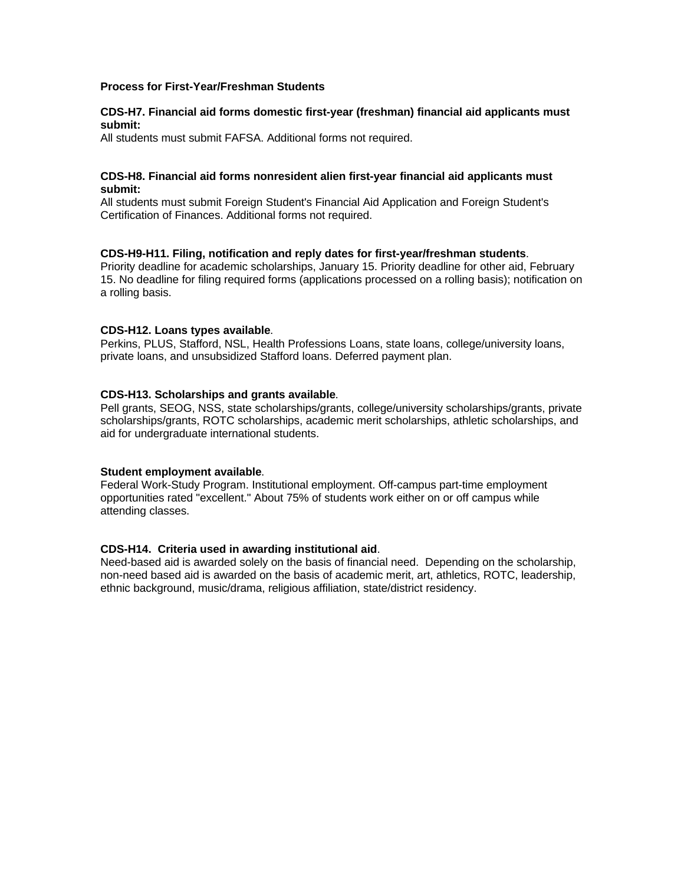**Process for First-Year/Freshman Students**

**CDS-H7. Financial aid forms domestic first-year (freshman) financial aid applicants must submit:**
All students must submit FAFSA. Additional forms not required.

**CDS-H8. Financial aid forms nonresident alien first-year financial aid applicants must submit:**
All students must submit Foreign Student's Financial Aid Application and Foreign Student's Certification of Finances. Additional forms not required.

**CDS-H9-H11. Filing, notification and reply dates for first-year/freshman students**.
Priority deadline for academic scholarships, January 15. Priority deadline for other aid, February 15. No deadline for filing required forms (applications processed on a rolling basis); notification on a rolling basis.

**CDS-H12. Loans types available**.
Perkins, PLUS, Stafford, NSL, Health Professions Loans, state loans, college/university loans, private loans, and unsubsidized Stafford loans. Deferred payment plan.

**CDS-H13. Scholarships and grants available**.
Pell grants, SEOG, NSS, state scholarships/grants, college/university scholarships/grants, private scholarships/grants, ROTC scholarships, academic merit scholarships, athletic scholarships, and aid for undergraduate international students.

**Student employment available**.
Federal Work-Study Program. Institutional employment. Off-campus part-time employment opportunities rated "excellent." About 75% of students work either on or off campus while attending classes.

**CDS-H14. Criteria used in awarding institutional aid**.
Need-based aid is awarded solely on the basis of financial need. Depending on the scholarship, non-need based aid is awarded on the basis of academic merit, art, athletics, ROTC, leadership, ethnic background, music/drama, religious affiliation, state/district residency.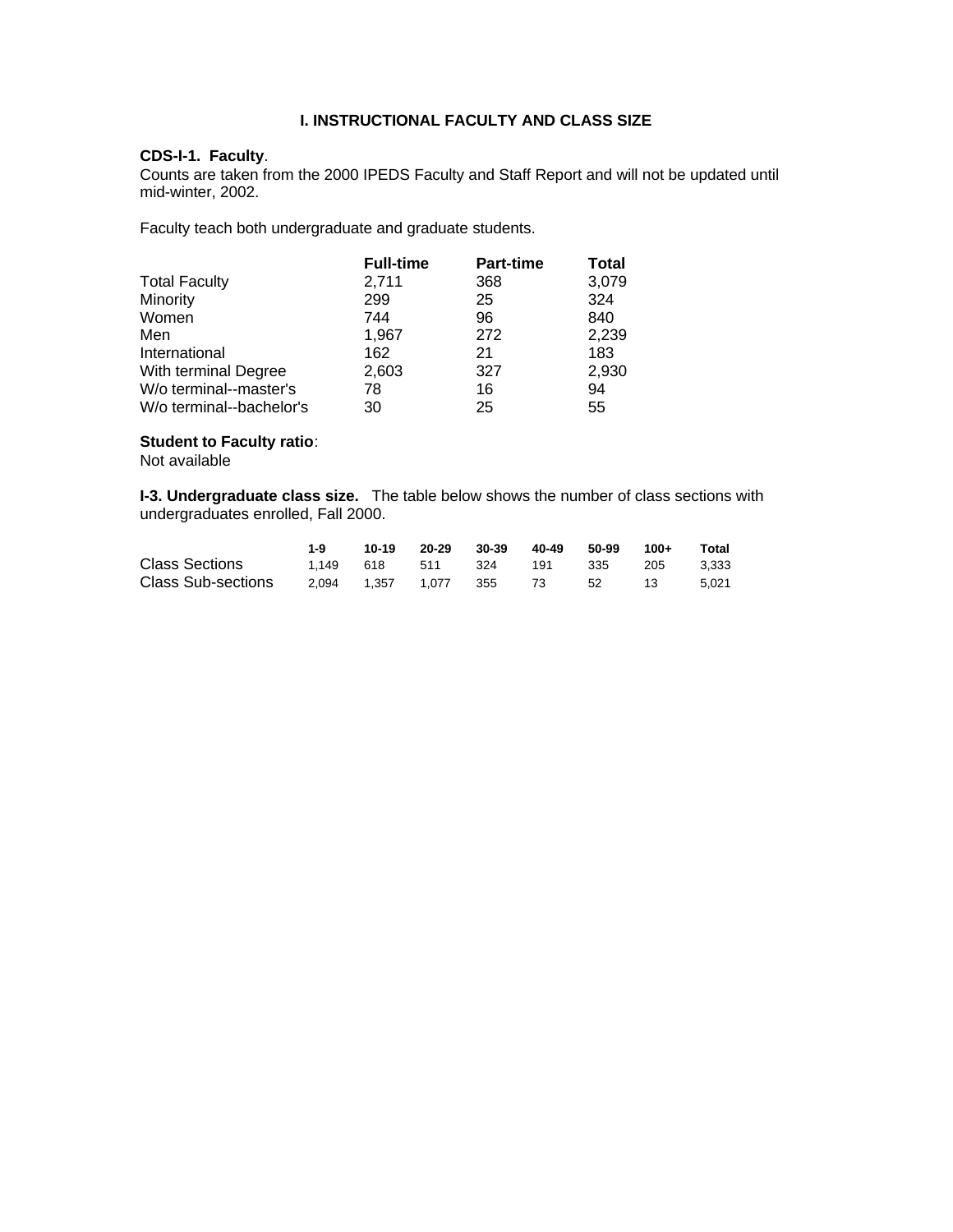## I. INSTRUCTIONAL FACULTY AND CLASS SIZE

**CDS-I-1. Faculty**.
Counts are taken from the 2000 IPEDS Faculty and Staff Report and will not be updated until mid-winter, 2002.

Faculty teach both undergraduate and graduate students.

| | Full-time | Part-time | Total |
|---|---|---|---|
| Total Faculty | 2,711 | 368 | 3,079 |
| Minority | 299 | 25 | 324 |
| Women | 744 | 96 | 840 |
| Men | 1,967 | 272 | 2,239 |
| International | 162 | 21 | 183 |
| With terminal Degree | 2,603 | 327 | 2,930 |
| W/o terminal--master's | 78 | 16 | 94 |
| W/o terminal--bachelor's | 30 | 25 | 55 |

**Student to Faculty ratio**:
Not available

**I-3. Undergraduate class size.** The table below shows the number of class sections with undergraduates enrolled, Fall 2000.

| | 1-9 | 10-19 | 20-29 | 30-39 | 40-49 | 50-99 | 100+ | Total |
|---|---|---|---|---|---|---|---|---|
| Class Sections | 1,149 | 618 | 511 | 324 | 191 | 335 | 205 | 3,333 |
| Class Sub-sections | 2,094 | 1,357 | 1,077 | 355 | 73 | 52 | 13 | 5,021 |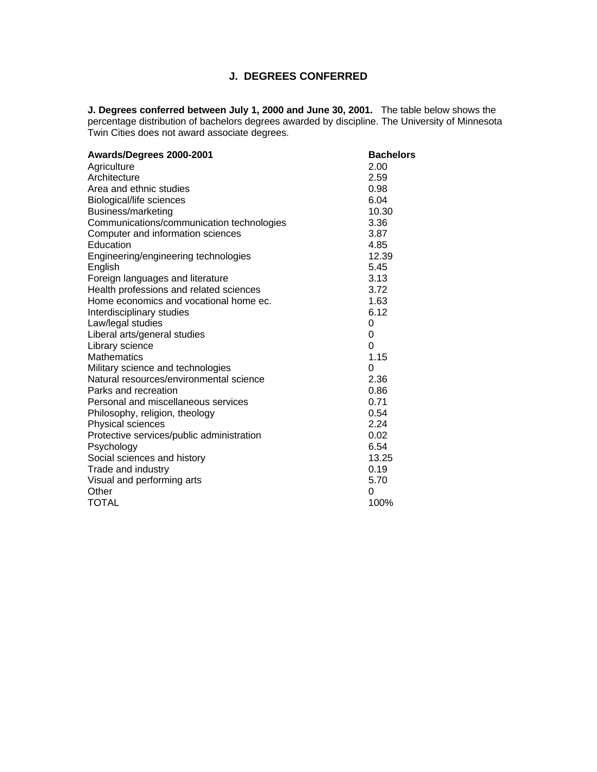## J. DEGREES CONFERRED

**J. Degrees conferred between July 1, 2000 and June 30, 2001.** The table below shows the percentage distribution of bachelors degrees awarded by discipline. The University of Minnesota Twin Cities does not award associate degrees.

| **Awards/Degrees 2000-2001** | **Bachelors** |
|---|---|
| Agriculture | 2.00 |
| Architecture | 2.59 |
| Area and ethnic studies | 0.98 |
| Biological/life sciences | 6.04 |
| Business/marketing | 10.30 |
| Communications/communication technologies | 3.36 |
| Computer and information sciences | 3.87 |
| Education | 4.85 |
| Engineering/engineering technologies | 12.39 |
| English | 5.45 |
| Foreign languages and literature | 3.13 |
| Health professions and related sciences | 3.72 |
| Home economics and vocational home ec. | 1.63 |
| Interdisciplinary studies | 6.12 |
| Law/legal studies | 0 |
| Liberal arts/general studies | 0 |
| Library science | 0 |
| Mathematics | 1.15 |
| Military science and technologies | 0 |
| Natural resources/environmental science | 2.36 |
| Parks and recreation | 0.86 |
| Personal and miscellaneous services | 0.71 |
| Philosophy, religion, theology | 0.54 |
| Physical sciences | 2.24 |
| Protective services/public administration | 0.02 |
| Psychology | 6.54 |
| Social sciences and history | 13.25 |
| Trade and industry | 0.19 |
| Visual and performing arts | 5.70 |
| Other | 0 |
| TOTAL | 100% |